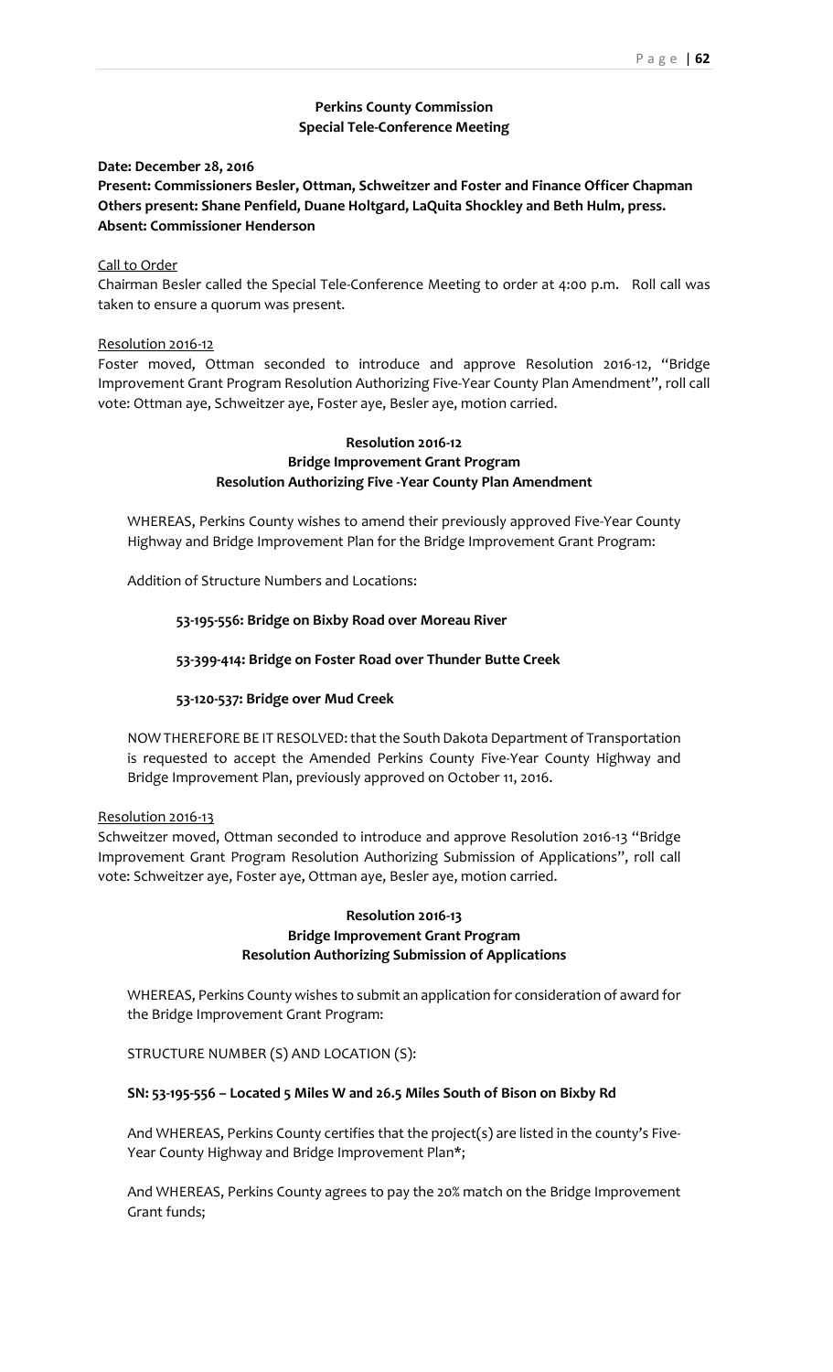## Perkins County Commission
## Special Tele-Conference Meeting

**Date: December 28, 2016**
**Present: Commissioners Besler, Ottman, Schweitzer and Foster and Finance Officer Chapman**
**Others present: Shane Penfield, Duane Holtgard, LaQuita Shockley and Beth Hulm, press.**
**Absent: Commissioner Henderson**

Call to Order

Chairman Besler called the Special Tele-Conference Meeting to order at 4:00 p.m. Roll call was taken to ensure a quorum was present.

Resolution 2016-12

Foster moved, Ottman seconded to introduce and approve Resolution 2016-12, "Bridge Improvement Grant Program Resolution Authorizing Five-Year County Plan Amendment", roll call vote: Ottman aye, Schweitzer aye, Foster aye, Besler aye, motion carried.

### Resolution 2016-12
### Bridge Improvement Grant Program
### Resolution Authorizing Five -Year County Plan Amendment

WHEREAS, Perkins County wishes to amend their previously approved Five-Year County Highway and Bridge Improvement Plan for the Bridge Improvement Grant Program:

Addition of Structure Numbers and Locations:

**53-195-556: Bridge on Bixby Road over Moreau River**

**53-399-414: Bridge on Foster Road over Thunder Butte Creek**

**53-120-537: Bridge over Mud Creek**

NOW THEREFORE BE IT RESOLVED: that the South Dakota Department of Transportation is requested to accept the Amended Perkins County Five-Year County Highway and Bridge Improvement Plan, previously approved on October 11, 2016.

Resolution 2016-13

Schweitzer moved, Ottman seconded to introduce and approve Resolution 2016-13 "Bridge Improvement Grant Program Resolution Authorizing Submission of Applications", roll call vote: Schweitzer aye, Foster aye, Ottman aye, Besler aye, motion carried.

### Resolution 2016-13
### Bridge Improvement Grant Program
### Resolution Authorizing Submission of Applications

WHEREAS, Perkins County wishes to submit an application for consideration of award for the Bridge Improvement Grant Program:

STRUCTURE NUMBER (S) AND LOCATION (S):

**SN: 53-195-556 – Located 5 Miles W and 26.5 Miles South of Bison on Bixby Rd**

And WHEREAS, Perkins County certifies that the project(s) are listed in the county's Five-Year County Highway and Bridge Improvement Plan*;

And WHEREAS, Perkins County agrees to pay the 20% match on the Bridge Improvement Grant funds;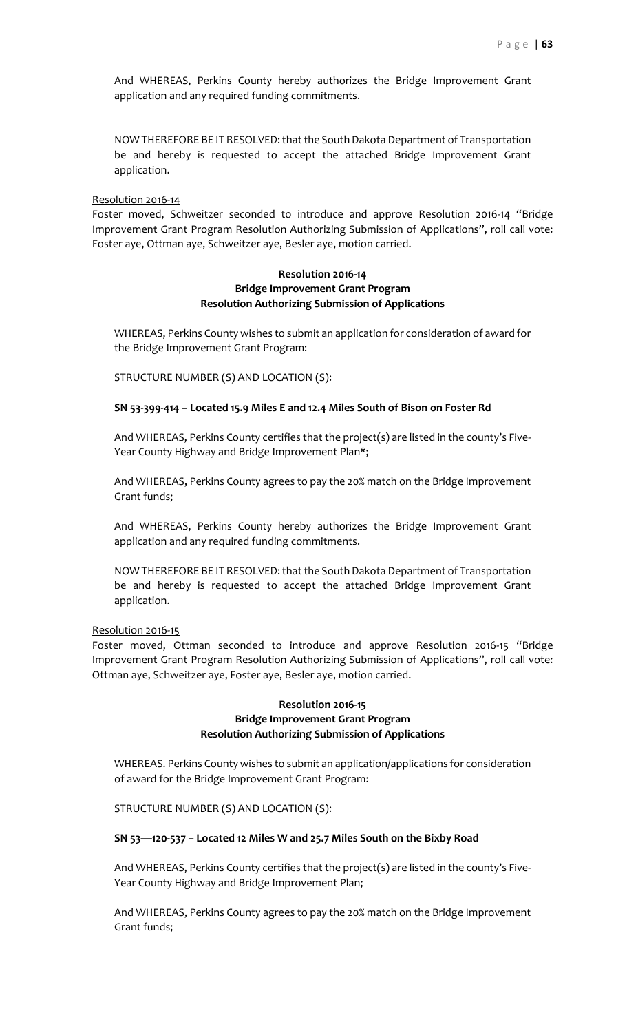And WHEREAS, Perkins County hereby authorizes the Bridge Improvement Grant application and any required funding commitments.

NOW THEREFORE BE IT RESOLVED: that the South Dakota Department of Transportation be and hereby is requested to accept the attached Bridge Improvement Grant application.

Resolution 2016-14

Foster moved, Schweitzer seconded to introduce and approve Resolution 2016-14 "Bridge Improvement Grant Program Resolution Authorizing Submission of Applications", roll call vote: Foster aye, Ottman aye, Schweitzer aye, Besler aye, motion carried.

**Resolution 2016-14**
**Bridge Improvement Grant Program**
**Resolution Authorizing Submission of Applications**

WHEREAS, Perkins County wishes to submit an application for consideration of award for the Bridge Improvement Grant Program:

STRUCTURE NUMBER (S) AND LOCATION (S):

**SN 53-399-414 – Located 15.9 Miles E and 12.4 Miles South of Bison on Foster Rd**

And WHEREAS, Perkins County certifies that the project(s) are listed in the county's Five-Year County Highway and Bridge Improvement Plan*;

And WHEREAS, Perkins County agrees to pay the 20% match on the Bridge Improvement Grant funds;

And WHEREAS, Perkins County hereby authorizes the Bridge Improvement Grant application and any required funding commitments.

NOW THEREFORE BE IT RESOLVED: that the South Dakota Department of Transportation be and hereby is requested to accept the attached Bridge Improvement Grant application.

Resolution 2016-15

Foster moved, Ottman seconded to introduce and approve Resolution 2016-15 "Bridge Improvement Grant Program Resolution Authorizing Submission of Applications", roll call vote: Ottman aye, Schweitzer aye, Foster aye, Besler aye, motion carried.

**Resolution 2016-15**
**Bridge Improvement Grant Program**
**Resolution Authorizing Submission of Applications**

WHEREAS. Perkins County wishes to submit an application/applications for consideration of award for the Bridge Improvement Grant Program:

STRUCTURE NUMBER (S) AND LOCATION (S):

**SN 53—120-537 – Located 12 Miles W and 25.7 Miles South on the Bixby Road**

And WHEREAS, Perkins County certifies that the project(s) are listed in the county's Five-Year County Highway and Bridge Improvement Plan;

And WHEREAS, Perkins County agrees to pay the 20% match on the Bridge Improvement Grant funds;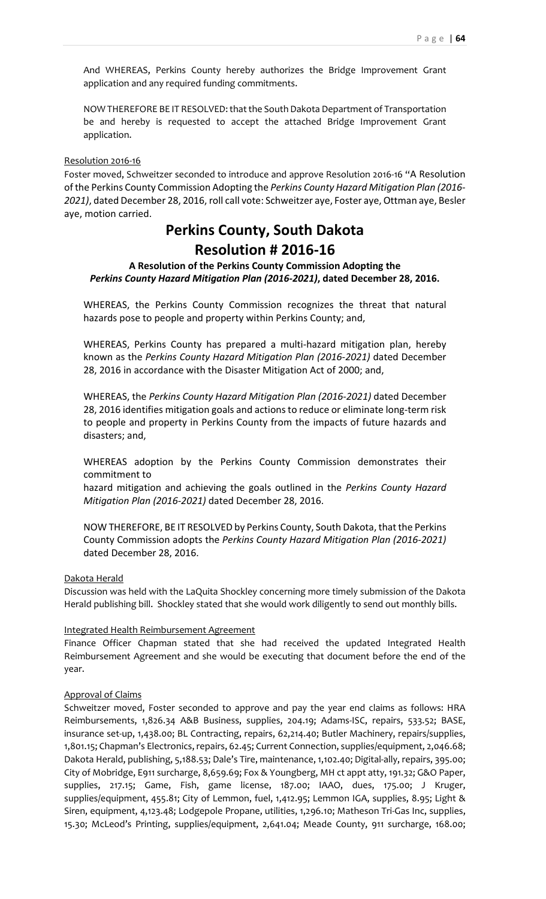And WHEREAS, Perkins County hereby authorizes the Bridge Improvement Grant application and any required funding commitments.

NOW THEREFORE BE IT RESOLVED: that the South Dakota Department of Transportation be and hereby is requested to accept the attached Bridge Improvement Grant application.

Resolution 2016-16

Foster moved, Schweitzer seconded to introduce and approve Resolution 2016-16 "A Resolution of the Perkins County Commission Adopting the *Perkins County Hazard Mitigation Plan (2016-2021)*, dated December 28, 2016, roll call vote: Schweitzer aye, Foster aye, Ottman aye, Besler aye, motion carried.

# Perkins County, South Dakota
# Resolution # 2016-16

**A Resolution of the Perkins County Commission Adopting the *Perkins County Hazard Mitigation Plan (2016-2021)*, dated December 28, 2016.**

WHEREAS, the Perkins County Commission recognizes the threat that natural hazards pose to people and property within Perkins County; and,

WHEREAS, Perkins County has prepared a multi-hazard mitigation plan, hereby known as the *Perkins County Hazard Mitigation Plan (2016-2021)* dated December 28, 2016 in accordance with the Disaster Mitigation Act of 2000; and,

WHEREAS, the *Perkins County Hazard Mitigation Plan (2016-2021)* dated December 28, 2016 identifies mitigation goals and actions to reduce or eliminate long-term risk to people and property in Perkins County from the impacts of future hazards and disasters; and,

WHEREAS adoption by the Perkins County Commission demonstrates their commitment to
hazard mitigation and achieving the goals outlined in the *Perkins County Hazard Mitigation Plan (2016-2021)* dated December 28, 2016.

NOW THEREFORE, BE IT RESOLVED by Perkins County, South Dakota, that the Perkins County Commission adopts the *Perkins County Hazard Mitigation Plan (2016-2021)* dated December 28, 2016.

Dakota Herald

Discussion was held with the LaQuita Shockley concerning more timely submission of the Dakota Herald publishing bill. Shockley stated that she would work diligently to send out monthly bills.

Integrated Health Reimbursement Agreement

Finance Officer Chapman stated that she had received the updated Integrated Health Reimbursement Agreement and she would be executing that document before the end of the year.

Approval of Claims

Schweitzer moved, Foster seconded to approve and pay the year end claims as follows: HRA Reimbursements, 1,826.34 A&B Business, supplies, 204.19; Adams-ISC, repairs, 533.52; BASE, insurance set-up, 1,438.00; BL Contracting, repairs, 62,214.40; Butler Machinery, repairs/supplies, 1,801.15; Chapman's Electronics, repairs, 62.45; Current Connection, supplies/equipment, 2,046.68; Dakota Herald, publishing, 5,188.53; Dale's Tire, maintenance, 1,102.40; Digital-ally, repairs, 395.00; City of Mobridge, E911 surcharge, 8,659.69; Fox & Youngberg, MH ct appt atty, 191.32; G&O Paper, supplies, 217.15; Game, Fish, game license, 187.00; IAAO, dues, 175.00; J Kruger, supplies/equipment, 455.81; City of Lemmon, fuel, 1,412.95; Lemmon IGA, supplies, 8.95; Light & Siren, equipment, 4,123.48; Lodgepole Propane, utilities, 1,296.10; Matheson Tri-Gas Inc, supplies, 15.30; McLeod's Printing, supplies/equipment, 2,641.04; Meade County, 911 surcharge, 168.00;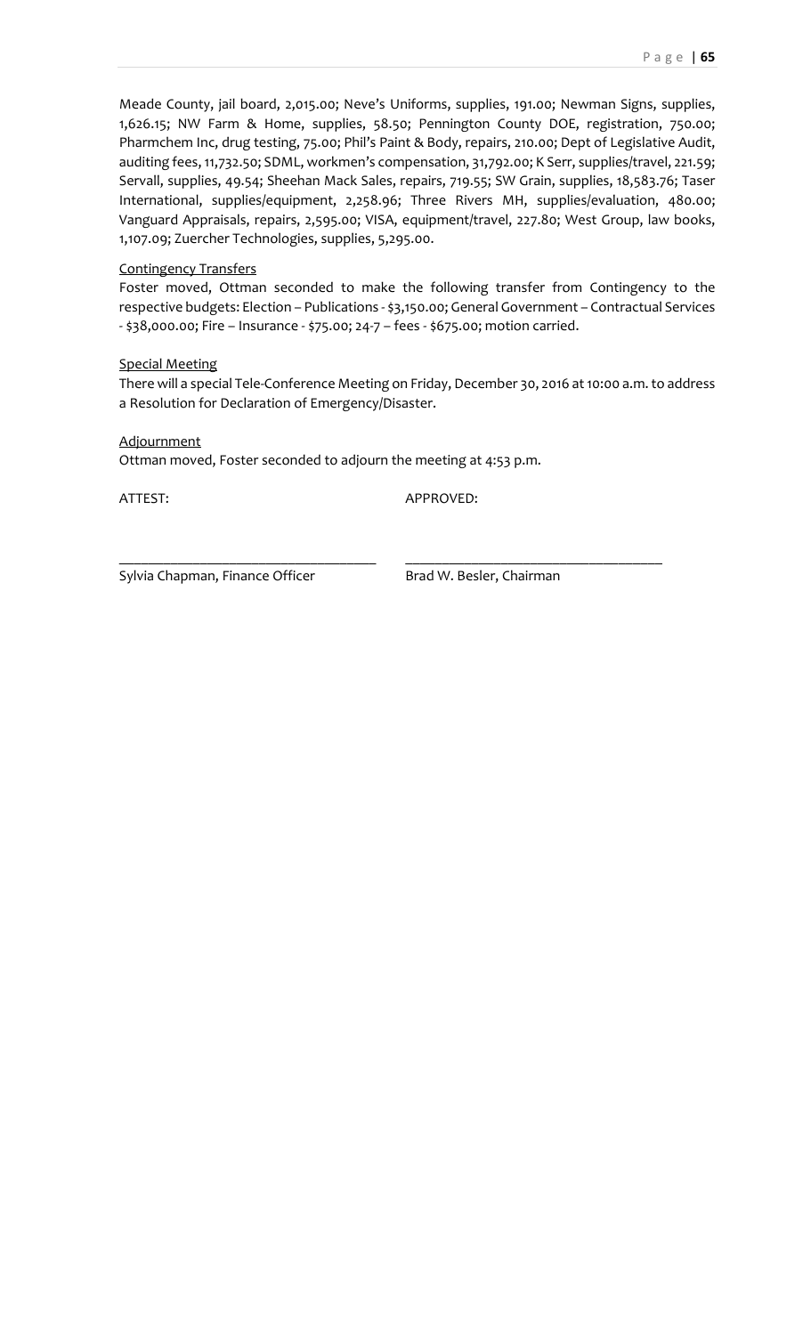Meade County, jail board, 2,015.00; Neve's Uniforms, supplies, 191.00; Newman Signs, supplies, 1,626.15; NW Farm & Home, supplies, 58.50; Pennington County DOE, registration, 750.00; Pharmchem Inc, drug testing, 75.00; Phil's Paint & Body, repairs, 210.00; Dept of Legislative Audit, auditing fees, 11,732.50; SDML, workmen's compensation, 31,792.00; K Serr, supplies/travel, 221.59; Servall, supplies, 49.54; Sheehan Mack Sales, repairs, 719.55; SW Grain, supplies, 18,583.76; Taser International, supplies/equipment, 2,258.96; Three Rivers MH, supplies/evaluation, 480.00; Vanguard Appraisals, repairs, 2,595.00; VISA, equipment/travel, 227.80; West Group, law books, 1,107.09; Zuercher Technologies, supplies, 5,295.00.

Contingency Transfers

Foster moved, Ottman seconded to make the following transfer from Contingency to the respective budgets: Election – Publications - $3,150.00; General Government – Contractual Services - $38,000.00; Fire – Insurance - $75.00; 24-7 – fees - $675.00; motion carried.

Special Meeting

There will a special Tele-Conference Meeting on Friday, December 30, 2016 at 10:00 a.m. to address a Resolution for Declaration of Emergency/Disaster.

Adjournment

Ottman moved, Foster seconded to adjourn the meeting at 4:53 p.m.

ATTEST: APPROVED:

\_\_\_\_\_\_\_\_\_\_\_\_\_\_\_\_\_\_\_\_\_\_\_\_\_\_\_\_\_\_\_\_\_\_\_ \_\_\_\_\_\_\_\_\_\_\_\_\_\_\_\_\_\_\_\_\_\_\_\_\_\_\_\_\_\_\_\_\_\_\_

Sylvia Chapman, Finance Officer Brad W. Besler, Chairman